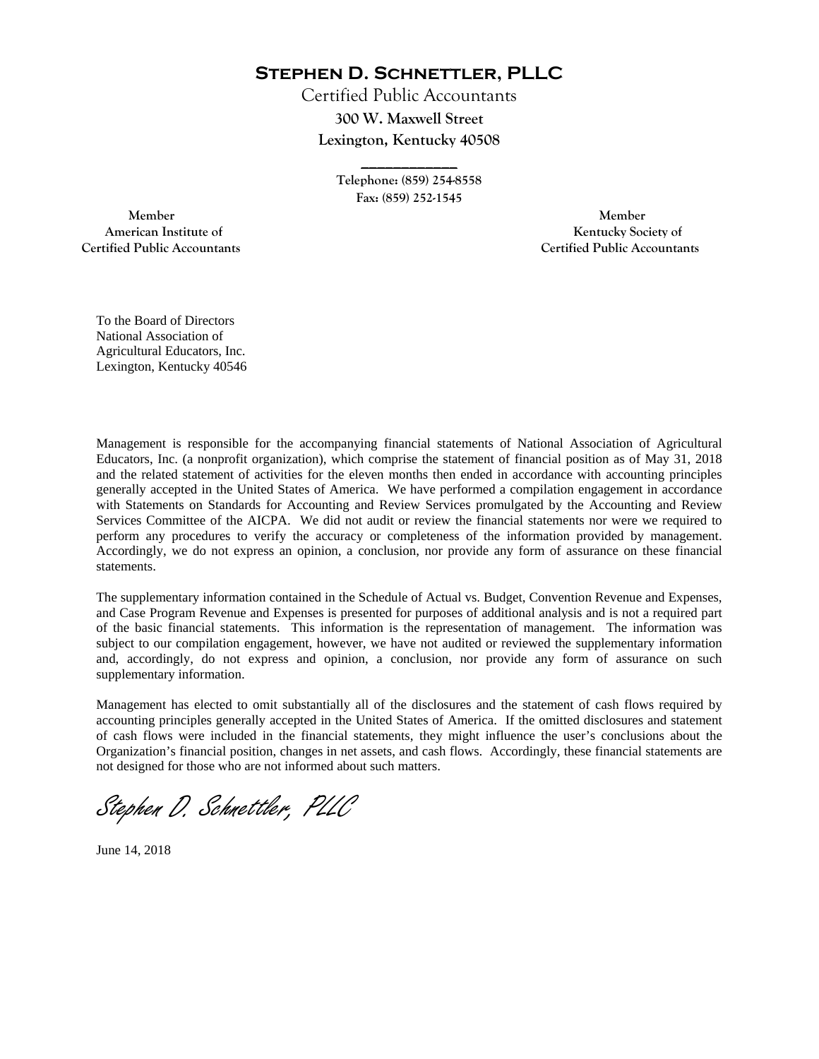# Stephen D. Schnettler, PLLC

Certified Public Accountants

**300 W. Maxwell Street**

**Lexington, Kentucky 40508**

**Telephone: (859) 254-8558**

**Fax: (859) 252-1545**

**Member**
**American Institute of**
**Certified Public Accountants**

**Member**
**Kentucky Society of**
**Certified Public Accountants**

To the Board of Directors
National Association of
Agricultural Educators, Inc.
Lexington, Kentucky 40546

Management is responsible for the accompanying financial statements of National Association of Agricultural Educators, Inc. (a nonprofit organization), which comprise the statement of financial position as of May 31, 2018 and the related statement of activities for the eleven months then ended in accordance with accounting principles generally accepted in the United States of America. We have performed a compilation engagement in accordance with Statements on Standards for Accounting and Review Services promulgated by the Accounting and Review Services Committee of the AICPA. We did not audit or review the financial statements nor were we required to perform any procedures to verify the accuracy or completeness of the information provided by management. Accordingly, we do not express an opinion, a conclusion, nor provide any form of assurance on these financial statements.

The supplementary information contained in the Schedule of Actual vs. Budget, Convention Revenue and Expenses, and Case Program Revenue and Expenses is presented for purposes of additional analysis and is not a required part of the basic financial statements. This information is the representation of management. The information was subject to our compilation engagement, however, we have not audited or reviewed the supplementary information and, accordingly, do not express and opinion, a conclusion, nor provide any form of assurance on such supplementary information.

Management has elected to omit substantially all of the disclosures and the statement of cash flows required by accounting principles generally accepted in the United States of America. If the omitted disclosures and statement of cash flows were included in the financial statements, they might influence the user's conclusions about the Organization's financial position, changes in net assets, and cash flows. Accordingly, these financial statements are not designed for those who are not informed about such matters.

*Stephen D. Schnettler, PLLC*

June 14, 2018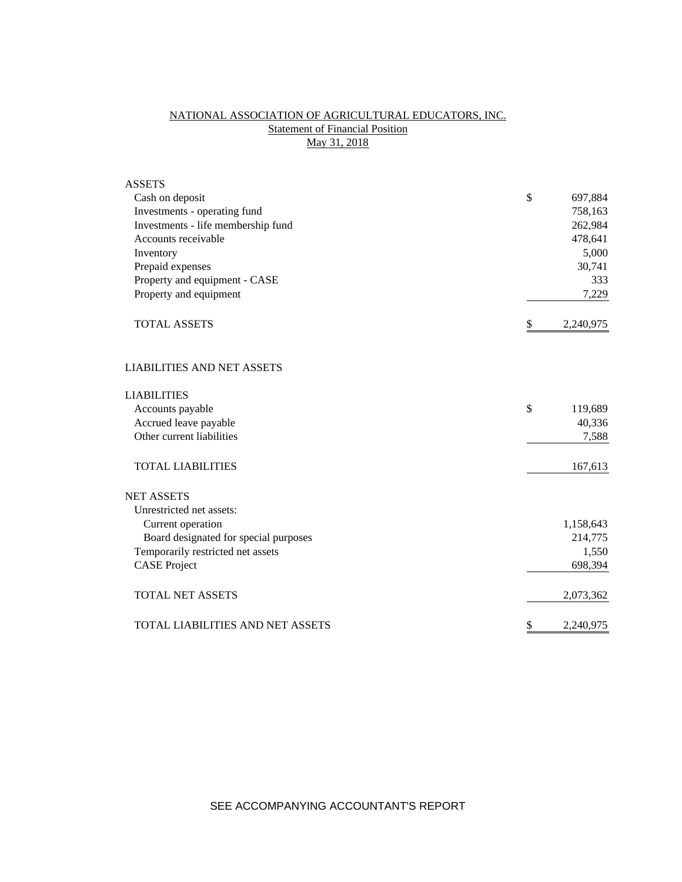# NATIONAL ASSOCIATION OF AGRICULTURAL EDUCATORS, INC.

## Statement of Financial Position

### May 31, 2018

| | | |
|---|---|---|
| **ASSETS** | | |
| Cash on deposit | $ | 697,884 |
| Investments - operating fund | | 758,163 |
| Investments - life membership fund | | 262,984 |
| Accounts receivable | | 478,641 |
| Inventory | | 5,000 |
| Prepaid expenses | | 30,741 |
| Property and equipment - CASE | | 333 |
| Property and equipment | | 7,229 |
| TOTAL ASSETS | $ | 2,240,975 |
| | | |
| **LIABILITIES AND NET ASSETS** | | |
| | | |
| **LIABILITIES** | | |
| Accounts payable | $ | 119,689 |
| Accrued leave payable | | 40,336 |
| Other current liabilities | | 7,588 |
| TOTAL LIABILITIES | | 167,613 |
| | | |
| **NET ASSETS** | | |
| Unrestricted net assets: | | |
| Current operation | | 1,158,643 |
| Board designated for special purposes | | 214,775 |
| Temporarily restricted net assets | | 1,550 |
| CASE Project | | 698,394 |
| TOTAL NET ASSETS | | 2,073,362 |
| | | |
| TOTAL LIABILITIES AND NET ASSETS | $ | 2,240,975 |

SEE ACCOMPANYING ACCOUNTANT'S REPORT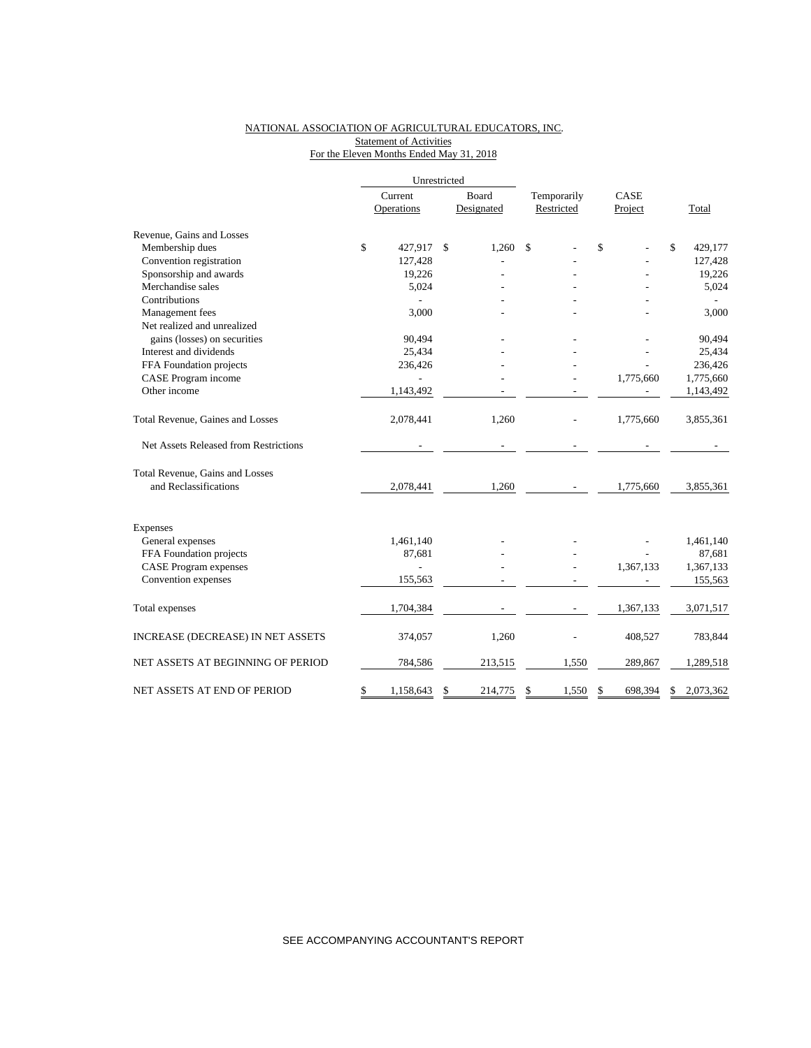NATIONAL ASSOCIATION OF AGRICULTURAL EDUCATORS, INC.
Statement of Activities
For the Eleven Months Ended May 31, 2018

| | Unrestricted | | | | |
|---|---|---|---|---|---|
| | Current Operations | Board Designated | Temporarily Restricted | CASE Project | Total |
| Revenue, Gains and Losses | | | | | |
| Membership dues | $ 427,917 | $ 1,260 | $ - | $ - | $ 429,177 |
| Convention registration | 127,428 | - | - | - | 127,428 |
| Sponsorship and awards | 19,226 | - | - | - | 19,226 |
| Merchandise sales | 5,024 | - | - | - | 5,024 |
| Contributions | - | - | - | - | - |
| Management fees | 3,000 | - | - | - | 3,000 |
| Net realized and unrealized gains (losses) on securities | 90,494 | - | - | - | 90,494 |
| Interest and dividends | 25,434 | - | - | - | 25,434 |
| FFA Foundation projects | 236,426 | - | - | - | 236,426 |
| CASE Program income | - | - | - | 1,775,660 | 1,775,660 |
| Other income | 1,143,492 | - | - | - | 1,143,492 |
| Total Revenue, Gaines and Losses | 2,078,441 | 1,260 | - | 1,775,660 | 3,855,361 |
| Net Assets Released from Restrictions | - | - | - | - | - |
| Total Revenue, Gains and Losses and Reclassifications | 2,078,441 | 1,260 | - | 1,775,660 | 3,855,361 |
| Expenses | | | | | |
| General expenses | 1,461,140 | - | - | - | 1,461,140 |
| FFA Foundation projects | 87,681 | - | - | - | 87,681 |
| CASE Program expenses | - | - | - | 1,367,133 | 1,367,133 |
| Convention expenses | 155,563 | - | - | - | 155,563 |
| Total expenses | 1,704,384 | - | - | 1,367,133 | 3,071,517 |
| INCREASE (DECREASE) IN NET ASSETS | 374,057 | 1,260 | - | 408,527 | 783,844 |
| NET ASSETS AT BEGINNING OF PERIOD | 784,586 | 213,515 | 1,550 | 289,867 | 1,289,518 |
| NET ASSETS AT END OF PERIOD | $ 1,158,643 | $ 214,775 | $ 1,550 | $ 698,394 | $ 2,073,362 |

SEE ACCOMPANYING ACCOUNTANT'S REPORT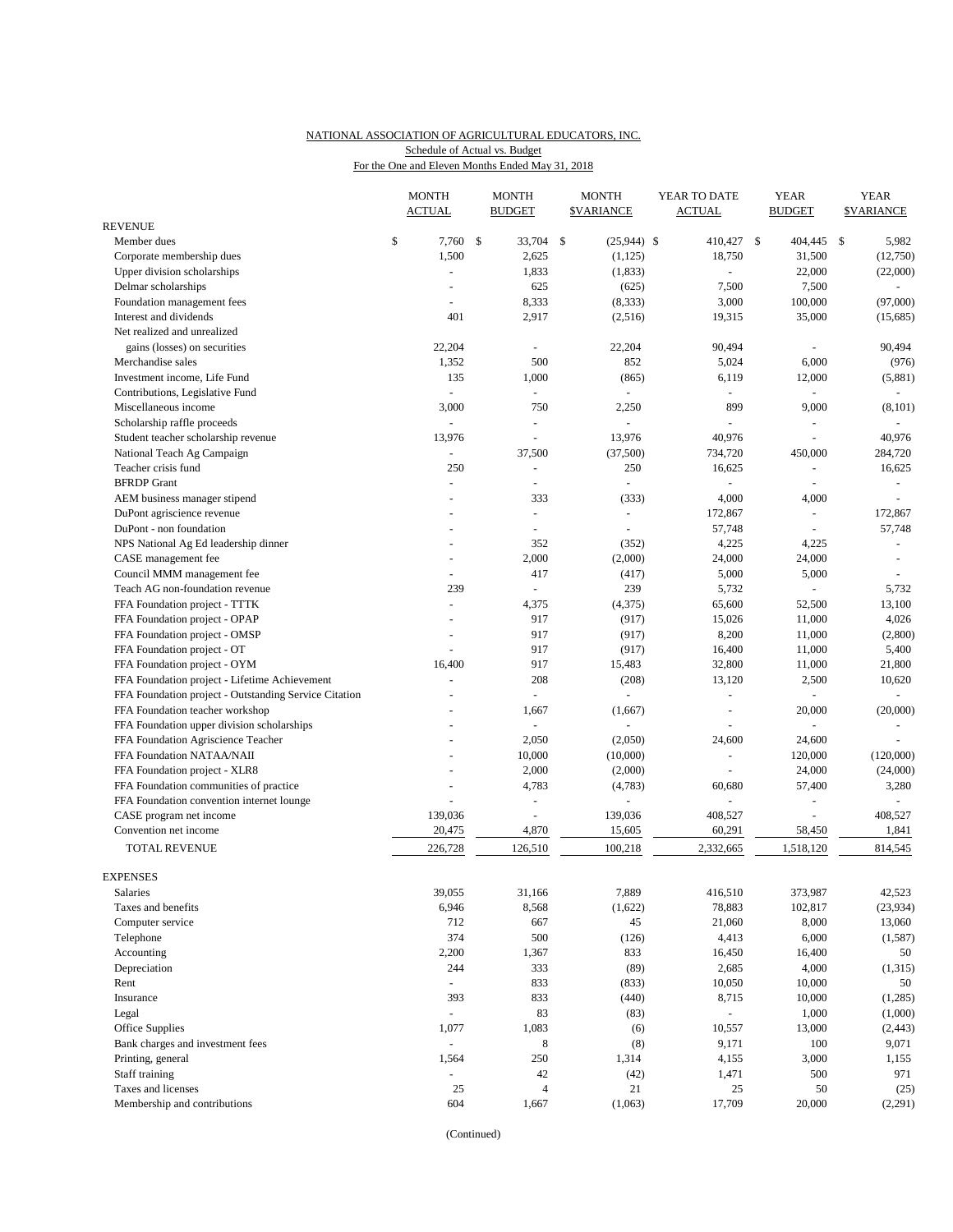NATIONAL ASSOCIATION OF AGRICULTURAL EDUCATORS, INC.
Schedule of Actual vs. Budget
For the One and Eleven Months Ended May 31, 2018

| | MONTH ACTUAL | MONTH BUDGET | MONTH $VARIANCE | YEAR TO DATE ACTUAL | YEAR BUDGET | YEAR $VARIANCE |
|---|---|---|---|---|---|---|
| **REVENUE** | | | | | | |
| Member dues | $ 7,760 | $ 33,704 | $ (25,944) | $ 410,427 | $ 404,445 | $ 5,982 |
| Corporate membership dues | 1,500 | 2,625 | (1,125) | 18,750 | 31,500 | (12,750) |
| Upper division scholarships | - | 1,833 | (1,833) | - | 22,000 | (22,000) |
| Delmar scholarships | - | 625 | (625) | 7,500 | 7,500 | - |
| Foundation management fees | - | 8,333 | (8,333) | 3,000 | 100,000 | (97,000) |
| Interest and dividends | 401 | 2,917 | (2,516) | 19,315 | 35,000 | (15,685) |
| Net realized and unrealized gains (losses) on securities | 22,204 | - | 22,204 | 90,494 | - | 90,494 |
| Merchandise sales | 1,352 | 500 | 852 | 5,024 | 6,000 | (976) |
| Investment income, Life Fund | 135 | 1,000 | (865) | 6,119 | 12,000 | (5,881) |
| Contributions, Legislative Fund | - | - | - | - | - | - |
| Miscellaneous income | 3,000 | 750 | 2,250 | 899 | 9,000 | (8,101) |
| Scholarship raffle proceeds | - | - | - | - | - | - |
| Student teacher scholarship revenue | 13,976 | - | 13,976 | 40,976 | - | 40,976 |
| National Teach Ag Campaign | - | 37,500 | (37,500) | 734,720 | 450,000 | 284,720 |
| Teacher crisis fund | 250 | - | 250 | 16,625 | - | 16,625 |
| BFRDP Grant | - | - | - | - | - | - |
| AEM business manager stipend | - | 333 | (333) | 4,000 | 4,000 | - |
| DuPont agriscience revenue | - | - | - | 172,867 | - | 172,867 |
| DuPont - non foundation | - | - | - | 57,748 | - | 57,748 |
| NPS National Ag Ed leadership dinner | - | 352 | (352) | 4,225 | 4,225 | - |
| CASE management fee | - | 2,000 | (2,000) | 24,000 | 24,000 | - |
| Council MMM management fee | - | 417 | (417) | 5,000 | 5,000 | - |
| Teach AG non-foundation revenue | 239 | - | 239 | 5,732 | - | 5,732 |
| FFA Foundation project - TTTK | - | 4,375 | (4,375) | 65,600 | 52,500 | 13,100 |
| FFA Foundation project - OPAP | - | 917 | (917) | 15,026 | 11,000 | 4,026 |
| FFA Foundation project - OMSP | - | 917 | (917) | 8,200 | 11,000 | (2,800) |
| FFA Foundation project - OT | - | 917 | (917) | 16,400 | 11,000 | 5,400 |
| FFA Foundation project - OYM | 16,400 | 917 | 15,483 | 32,800 | 11,000 | 21,800 |
| FFA Foundation project - Lifetime Achievement | - | 208 | (208) | 13,120 | 2,500 | 10,620 |
| FFA Foundation project - Outstanding Service Citation | - | - | - | - | - | - |
| FFA Foundation teacher workshop | - | 1,667 | (1,667) | - | 20,000 | (20,000) |
| FFA Foundation upper division scholarships | - | - | - | - | - | - |
| FFA Foundation Agriscience Teacher | - | 2,050 | (2,050) | 24,600 | 24,600 | - |
| FFA Foundation NATAA/NAII | - | 10,000 | (10,000) | - | 120,000 | (120,000) |
| FFA Foundation project - XLR8 | - | 2,000 | (2,000) | - | 24,000 | (24,000) |
| FFA Foundation communities of practice | - | 4,783 | (4,783) | 60,680 | 57,400 | 3,280 |
| FFA Foundation convention internet lounge | - | - | - | - | - | - |
| CASE program net income | 139,036 | - | 139,036 | 408,527 | - | 408,527 |
| Convention net income | 20,475 | 4,870 | 15,605 | 60,291 | 58,450 | 1,841 |
| TOTAL REVENUE | 226,728 | 126,510 | 100,218 | 2,332,665 | 1,518,120 | 814,545 |
| **EXPENSES** | | | | | | |
| Salaries | 39,055 | 31,166 | 7,889 | 416,510 | 373,987 | 42,523 |
| Taxes and benefits | 6,946 | 8,568 | (1,622) | 78,883 | 102,817 | (23,934) |
| Computer service | 712 | 667 | 45 | 21,060 | 8,000 | 13,060 |
| Telephone | 374 | 500 | (126) | 4,413 | 6,000 | (1,587) |
| Accounting | 2,200 | 1,367 | 833 | 16,450 | 16,400 | 50 |
| Depreciation | 244 | 333 | (89) | 2,685 | 4,000 | (1,315) |
| Rent | - | 833 | (833) | 10,050 | 10,000 | 50 |
| Insurance | 393 | 833 | (440) | 8,715 | 10,000 | (1,285) |
| Legal | - | 83 | (83) | - | 1,000 | (1,000) |
| Office Supplies | 1,077 | 1,083 | (6) | 10,557 | 13,000 | (2,443) |
| Bank charges and investment fees | - | 8 | (8) | 9,171 | 100 | 9,071 |
| Printing, general | 1,564 | 250 | 1,314 | 4,155 | 3,000 | 1,155 |
| Staff training | - | 42 | (42) | 1,471 | 500 | 971 |
| Taxes and licenses | 25 | 4 | 21 | 25 | 50 | (25) |
| Membership and contributions | 604 | 1,667 | (1,063) | 17,709 | 20,000 | (2,291) |

(Continued)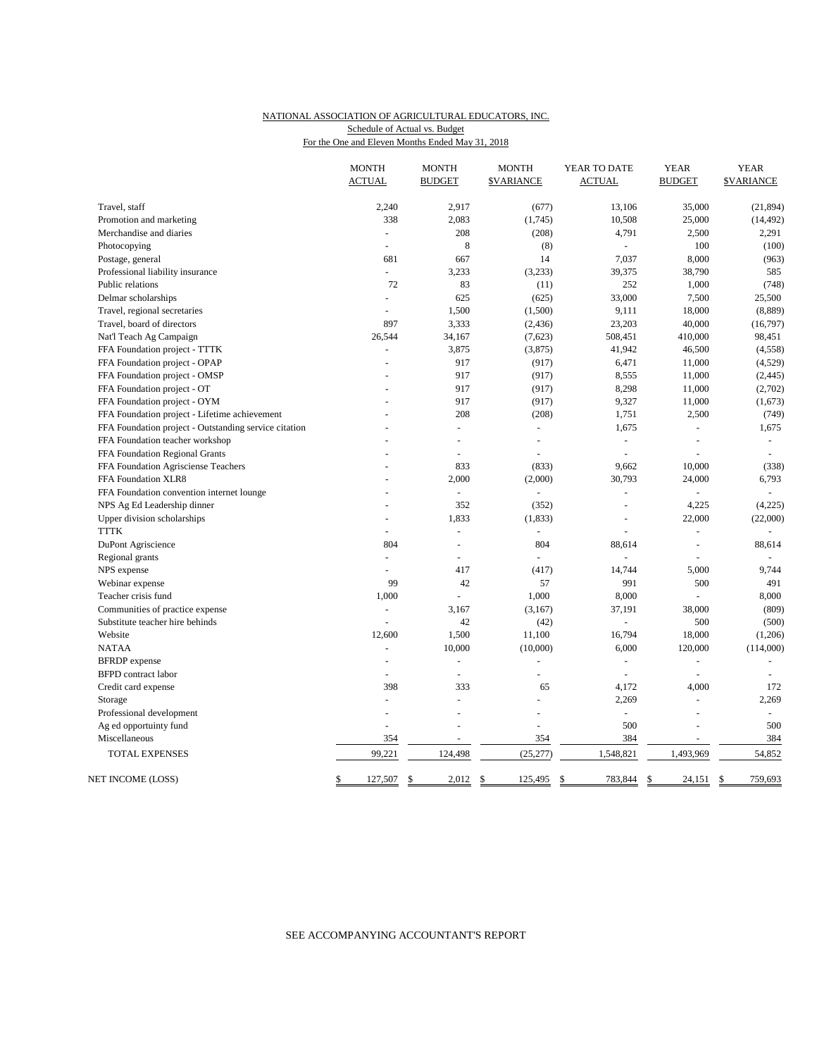NATIONAL ASSOCIATION OF AGRICULTURAL EDUCATORS, INC.
Schedule of Actual vs. Budget
For the One and Eleven Months Ended May 31, 2018

| | MONTH ACTUAL | MONTH BUDGET | MONTH $VARIANCE | YEAR TO DATE ACTUAL | YEAR BUDGET | YEAR $VARIANCE |
|---|---|---|---|---|---|---|
| Travel, staff | 2,240 | 2,917 | (677) | 13,106 | 35,000 | (21,894) |
| Promotion and marketing | 338 | 2,083 | (1,745) | 10,508 | 25,000 | (14,492) |
| Merchandise and diaries | - | 208 | (208) | 4,791 | 2,500 | 2,291 |
| Photocopying | - | 8 | (8) | - | 100 | (100) |
| Postage, general | 681 | 667 | 14 | 7,037 | 8,000 | (963) |
| Professional liability insurance | - | 3,233 | (3,233) | 39,375 | 38,790 | 585 |
| Public relations | 72 | 83 | (11) | 252 | 1,000 | (748) |
| Delmar scholarships | - | 625 | (625) | 33,000 | 7,500 | 25,500 |
| Travel, regional secretaries | - | 1,500 | (1,500) | 9,111 | 18,000 | (8,889) |
| Travel, board of directors | 897 | 3,333 | (2,436) | 23,203 | 40,000 | (16,797) |
| Nat'l Teach Ag Campaign | 26,544 | 34,167 | (7,623) | 508,451 | 410,000 | 98,451 |
| FFA Foundation project - TTTK | - | 3,875 | (3,875) | 41,942 | 46,500 | (4,558) |
| FFA Foundation project - OPAP | - | 917 | (917) | 6,471 | 11,000 | (4,529) |
| FFA Foundation project - OMSP | - | 917 | (917) | 8,555 | 11,000 | (2,445) |
| FFA Foundation project - OT | - | 917 | (917) | 8,298 | 11,000 | (2,702) |
| FFA Foundation project - OYM | - | 917 | (917) | 9,327 | 11,000 | (1,673) |
| FFA Foundation project - Lifetime achievement | - | 208 | (208) | 1,751 | 2,500 | (749) |
| FFA Foundation project - Outstanding service citation | - | - | - | 1,675 | - | 1,675 |
| FFA Foundation teacher workshop | - | - | - | - | - | - |
| FFA Foundation Regional Grants | - | - | - | - | - | - |
| FFA Foundation Agrisciense Teachers | - | 833 | (833) | 9,662 | 10,000 | (338) |
| FFA Foundation XLR8 | - | 2,000 | (2,000) | 30,793 | 24,000 | 6,793 |
| FFA Foundation convention internet lounge | - | - | - | - | - | - |
| NPS Ag Ed Leadership dinner | - | 352 | (352) | - | 4,225 | (4,225) |
| Upper division scholarships | - | 1,833 | (1,833) | - | 22,000 | (22,000) |
| TTTK | - | - | - | - | - | - |
| DuPont Agriscience | 804 | - | 804 | 88,614 | - | 88,614 |
| Regional grants | - | - | - | - | - | - |
| NPS expense | - | 417 | (417) | 14,744 | 5,000 | 9,744 |
| Webinar expense | 99 | 42 | 57 | 991 | 500 | 491 |
| Teacher crisis fund | 1,000 | - | 1,000 | 8,000 | - | 8,000 |
| Communities of practice expense | - | 3,167 | (3,167) | 37,191 | 38,000 | (809) |
| Substitute teacher hire behinds | - | 42 | (42) | - | 500 | (500) |
| Website | 12,600 | 1,500 | 11,100 | 16,794 | 18,000 | (1,206) |
| NATAA | - | 10,000 | (10,000) | 6,000 | 120,000 | (114,000) |
| BFRDP expense | - | - | - | - | - | - |
| BFPD contract labor | - | - | - | - | - | - |
| Credit card expense | 398 | 333 | 65 | 4,172 | 4,000 | 172 |
| Storage | - | - | - | 2,269 | - | 2,269 |
| Professional development | - | - | - | - | - | - |
| Ag ed opportuinty fund | - | - | - | 500 | - | 500 |
| Miscellaneous | 354 | - | 354 | 384 | - | 384 |
| TOTAL EXPENSES | 99,221 | 124,498 | (25,277) | 1,548,821 | 1,493,969 | 54,852 |
| NET INCOME (LOSS) | $ 127,507 | $ 2,012 | $ 125,495 | $ 783,844 | $ 24,151 | $ 759,693 |

SEE ACCOMPANYING ACCOUNTANT'S REPORT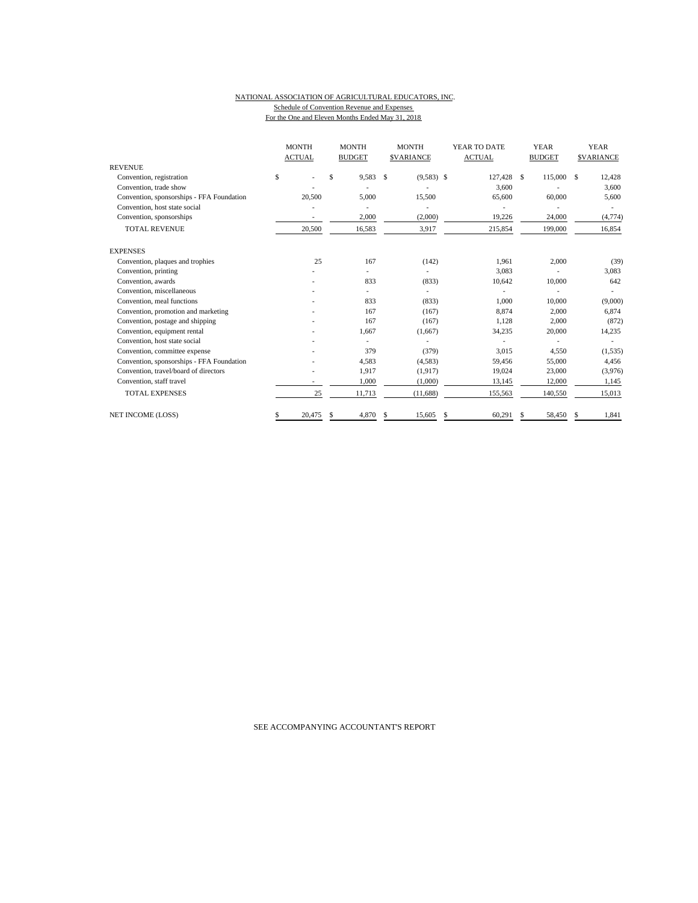NATIONAL ASSOCIATION OF AGRICULTURAL EDUCATORS, INC.

Schedule of Convention Revenue and Expenses

For the One and Eleven Months Ended May 31, 2018

| | MONTH ACTUAL | MONTH BUDGET | MONTH $VARIANCE | YEAR TO DATE ACTUAL | YEAR BUDGET | YEAR $VARIANCE |
|---|---|---|---|---|---|---|
| REVENUE | | | | | | |
| Convention, registration | $ - | $ 9,583 | $ (9,583) | $ 127,428 | $ 115,000 | $ 12,428 |
| Convention, trade show | - | - | - | 3,600 | - | 3,600 |
| Convention, sponsorships - FFA Foundation | 20,500 | 5,000 | 15,500 | 65,600 | 60,000 | 5,600 |
| Convention, host state social | - | - | - | - | - | - |
| Convention, sponsorships | - | 2,000 | (2,000) | 19,226 | 24,000 | (4,774) |
| TOTAL REVENUE | 20,500 | 16,583 | 3,917 | 215,854 | 199,000 | 16,854 |
| EXPENSES | | | | | | |
| Convention, plaques and trophies | 25 | 167 | (142) | 1,961 | 2,000 | (39) |
| Convention, printing | - | - | - | 3,083 | - | 3,083 |
| Convention, awards | - | 833 | (833) | 10,642 | 10,000 | 642 |
| Convention, miscellaneous | - | - | - | - | - | - |
| Convention, meal functions | - | 833 | (833) | 1,000 | 10,000 | (9,000) |
| Convention, promotion and marketing | - | 167 | (167) | 8,874 | 2,000 | 6,874 |
| Convention, postage and shipping | - | 167 | (167) | 1,128 | 2,000 | (872) |
| Convention, equipment rental | - | 1,667 | (1,667) | 34,235 | 20,000 | 14,235 |
| Convention, host state social | - | - | - | - | - | - |
| Convention, committee expense | - | 379 | (379) | 3,015 | 4,550 | (1,535) |
| Convention, sponsorships - FFA Foundation | - | 4,583 | (4,583) | 59,456 | 55,000 | 4,456 |
| Convention, travel/board of directors | - | 1,917 | (1,917) | 19,024 | 23,000 | (3,976) |
| Convention, staff travel | - | 1,000 | (1,000) | 13,145 | 12,000 | 1,145 |
| TOTAL EXPENSES | 25 | 11,713 | (11,688) | 155,563 | 140,550 | 15,013 |
| NET INCOME (LOSS) | $ 20,475 | $ 4,870 | $ 15,605 | $ 60,291 | $ 58,450 | $ 1,841 |

SEE ACCOMPANYING ACCOUNTANT'S REPORT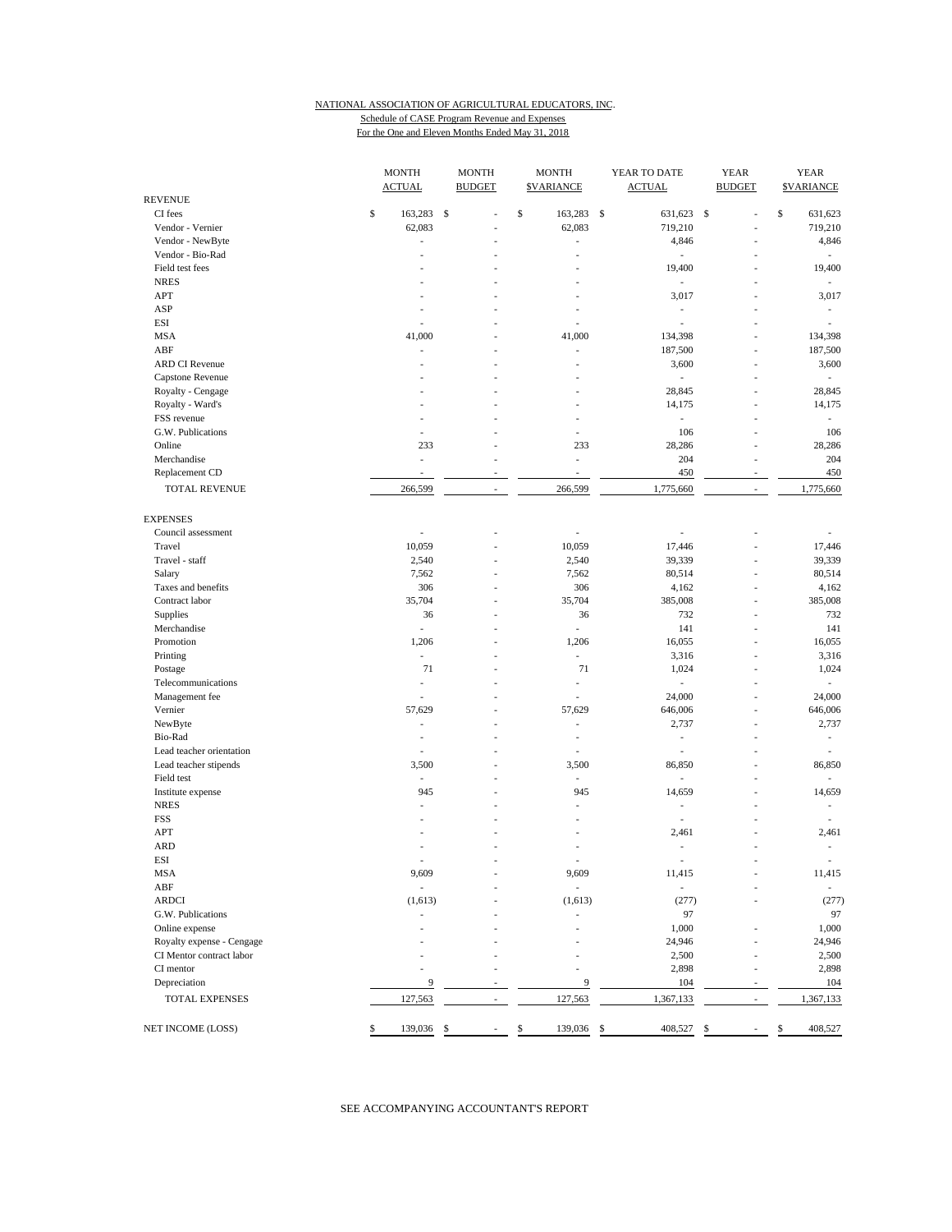NATIONAL ASSOCIATION OF AGRICULTURAL EDUCATORS, INC.

Schedule of CASE Program Revenue and Expenses

For the One and Eleven Months Ended May 31, 2018

| | MONTH ACTUAL | MONTH BUDGET | MONTH $VARIANCE | YEAR TO DATE ACTUAL | YEAR BUDGET | YEAR $VARIANCE |
|---|---|---|---|---|---|---|
| REVENUE | | | | | | |
| CI fees | $ 163,283 | $ - | $ 163,283 | $ 631,623 | $ - | $ 631,623 |
| Vendor - Vernier | 62,083 | - | 62,083 | 719,210 | - | 719,210 |
| Vendor - NewByte | - | - | - | 4,846 | - | 4,846 |
| Vendor - Bio-Rad | - | - | - | - | - | - |
| Field test fees | - | - | - | 19,400 | - | 19,400 |
| NRES | - | - | - | - | - | - |
| APT | - | - | - | 3,017 | - | 3,017 |
| ASP | - | - | - | - | - | - |
| ESI | - | - | - | - | - | - |
| MSA | 41,000 | - | 41,000 | 134,398 | - | 134,398 |
| ABF | - | - | - | 187,500 | - | 187,500 |
| ARD CI Revenue | - | - | - | 3,600 | - | 3,600 |
| Capstone Revenue | - | - | - | - | - | - |
| Royalty - Cengage | - | - | - | 28,845 | - | 28,845 |
| Royalty - Ward's | - | - | - | 14,175 | - | 14,175 |
| FSS revenue | - | - | - | - | - | - |
| G.W. Publications | - | - | - | 106 | - | 106 |
| Online | 233 | - | 233 | 28,286 | - | 28,286 |
| Merchandise | - | - | - | 204 | - | 204 |
| Replacement CD | - | - | - | 450 | - | 450 |
| TOTAL REVENUE | 266,599 | - | 266,599 | 1,775,660 | - | 1,775,660 |
| EXPENSES | | | | | | |
| Council assessment | - | - | - | - | - | - |
| Travel | 10,059 | - | 10,059 | 17,446 | - | 17,446 |
| Travel - staff | 2,540 | - | 2,540 | 39,339 | - | 39,339 |
| Salary | 7,562 | - | 7,562 | 80,514 | - | 80,514 |
| Taxes and benefits | 306 | - | 306 | 4,162 | - | 4,162 |
| Contract labor | 35,704 | - | 35,704 | 385,008 | - | 385,008 |
| Supplies | 36 | - | 36 | 732 | - | 732 |
| Merchandise | - | - | - | 141 | - | 141 |
| Promotion | 1,206 | - | 1,206 | 16,055 | - | 16,055 |
| Printing | - | - | - | 3,316 | - | 3,316 |
| Postage | 71 | - | 71 | 1,024 | - | 1,024 |
| Telecommunications | - | - | - | - | - | - |
| Management fee | - | - | - | 24,000 | - | 24,000 |
| Vernier | 57,629 | - | 57,629 | 646,006 | - | 646,006 |
| NewByte | - | - | - | 2,737 | - | 2,737 |
| Bio-Rad | - | - | - | - | - | - |
| Lead teacher orientation | - | - | - | - | - | - |
| Lead teacher stipends | 3,500 | - | 3,500 | 86,850 | - | 86,850 |
| Field test | - | - | - | - | - | - |
| Institute expense | 945 | - | 945 | 14,659 | - | 14,659 |
| NRES | - | - | - | - | - | - |
| FSS | - | - | - | - | - | - |
| APT | - | - | - | 2,461 | - | 2,461 |
| ARD | - | - | - | - | - | - |
| ESI | - | - | - | - | - | - |
| MSA | 9,609 | - | 9,609 | 11,415 | - | 11,415 |
| ABF | - | - | - | - | - | - |
| ARDCI | (1,613) | - | (1,613) | (277) | - | (277) |
| G.W. Publications | - | - | - | 97 | - | 97 |
| Online expense | - | - | - | 1,000 | - | 1,000 |
| Royalty expense - Cengage | - | - | - | 24,946 | - | 24,946 |
| CI Mentor contract labor | - | - | - | 2,500 | - | 2,500 |
| CI mentor | - | - | - | 2,898 | - | 2,898 |
| Depreciation | 9 | - | 9 | 104 | - | 104 |
| TOTAL EXPENSES | 127,563 | - | 127,563 | 1,367,133 | - | 1,367,133 |
| NET INCOME (LOSS) | $ 139,036 | $ - | $ 139,036 | $ 408,527 | $ - | $ 408,527 |

SEE ACCOMPANYING ACCOUNTANT'S REPORT